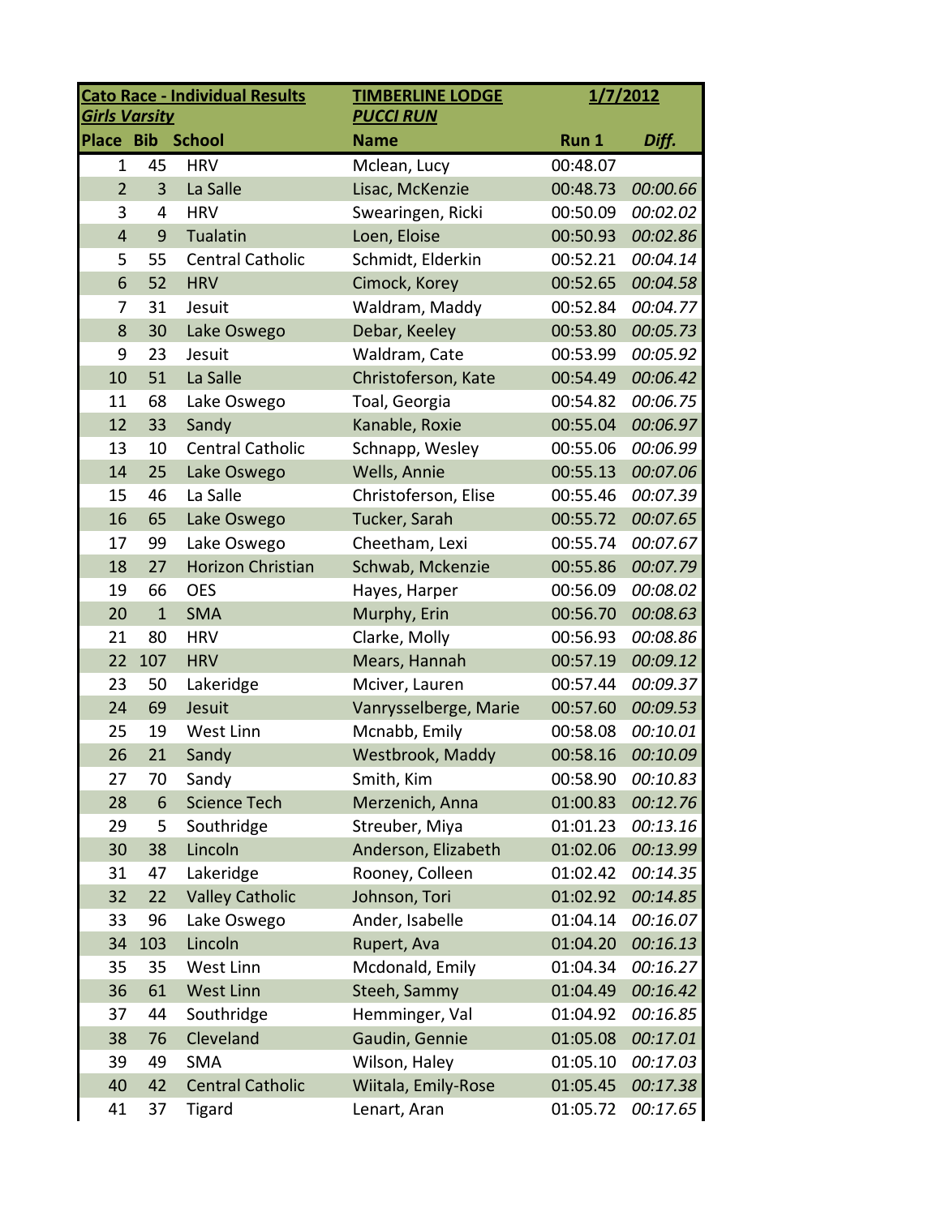| **Cato Race - Individual Results** | | | **TIMBERLINE LODGE** | **1/7/2012** | |
|---|---|---|---|---|---|
| ***Girls Varsity*** | | | ***PUCCI RUN*** | | |
| **Place** | **Bib** | **School** | **Name** | **Run 1** | ***Diff.*** |
| 1 | 45 | HRV | Mclean, Lucy | 00:48.07 | |
| 2 | 3 | La Salle | Lisac, McKenzie | 00:48.73 | *00:00.66* |
| 3 | 4 | HRV | Swearingen, Ricki | 00:50.09 | *00:02.02* |
| 4 | 9 | Tualatin | Loen, Eloise | 00:50.93 | *00:02.86* |
| 5 | 55 | Central Catholic | Schmidt, Elderkin | 00:52.21 | *00:04.14* |
| 6 | 52 | HRV | Cimock, Korey | 00:52.65 | *00:04.58* |
| 7 | 31 | Jesuit | Waldram, Maddy | 00:52.84 | *00:04.77* |
| 8 | 30 | Lake Oswego | Debar, Keeley | 00:53.80 | *00:05.73* |
| 9 | 23 | Jesuit | Waldram, Cate | 00:53.99 | *00:05.92* |
| 10 | 51 | La Salle | Christoferson, Kate | 00:54.49 | *00:06.42* |
| 11 | 68 | Lake Oswego | Toal, Georgia | 00:54.82 | *00:06.75* |
| 12 | 33 | Sandy | Kanable, Roxie | 00:55.04 | *00:06.97* |
| 13 | 10 | Central Catholic | Schnapp, Wesley | 00:55.06 | *00:06.99* |
| 14 | 25 | Lake Oswego | Wells, Annie | 00:55.13 | *00:07.06* |
| 15 | 46 | La Salle | Christoferson, Elise | 00:55.46 | *00:07.39* |
| 16 | 65 | Lake Oswego | Tucker, Sarah | 00:55.72 | *00:07.65* |
| 17 | 99 | Lake Oswego | Cheetham, Lexi | 00:55.74 | *00:07.67* |
| 18 | 27 | Horizon Christian | Schwab, Mckenzie | 00:55.86 | *00:07.79* |
| 19 | 66 | OES | Hayes, Harper | 00:56.09 | *00:08.02* |
| 20 | 1 | SMA | Murphy, Erin | 00:56.70 | *00:08.63* |
| 21 | 80 | HRV | Clarke, Molly | 00:56.93 | *00:08.86* |
| 22 | 107 | HRV | Mears, Hannah | 00:57.19 | *00:09.12* |
| 23 | 50 | Lakeridge | Mciver, Lauren | 00:57.44 | *00:09.37* |
| 24 | 69 | Jesuit | Vanrysselberge, Marie | 00:57.60 | *00:09.53* |
| 25 | 19 | West Linn | Mcnabb, Emily | 00:58.08 | *00:10.01* |
| 26 | 21 | Sandy | Westbrook, Maddy | 00:58.16 | *00:10.09* |
| 27 | 70 | Sandy | Smith, Kim | 00:58.90 | *00:10.83* |
| 28 | 6 | Science Tech | Merzenich, Anna | 01:00.83 | *00:12.76* |
| 29 | 5 | Southridge | Streuber, Miya | 01:01.23 | *00:13.16* |
| 30 | 38 | Lincoln | Anderson, Elizabeth | 01:02.06 | *00:13.99* |
| 31 | 47 | Lakeridge | Rooney, Colleen | 01:02.42 | *00:14.35* |
| 32 | 22 | Valley Catholic | Johnson, Tori | 01:02.92 | *00:14.85* |
| 33 | 96 | Lake Oswego | Ander, Isabelle | 01:04.14 | *00:16.07* |
| 34 | 103 | Lincoln | Rupert, Ava | 01:04.20 | *00:16.13* |
| 35 | 35 | West Linn | Mcdonald, Emily | 01:04.34 | *00:16.27* |
| 36 | 61 | West Linn | Steeh, Sammy | 01:04.49 | *00:16.42* |
| 37 | 44 | Southridge | Hemminger, Val | 01:04.92 | *00:16.85* |
| 38 | 76 | Cleveland | Gaudin, Gennie | 01:05.08 | *00:17.01* |
| 39 | 49 | SMA | Wilson, Haley | 01:05.10 | *00:17.03* |
| 40 | 42 | Central Catholic | Wiitala, Emily-Rose | 01:05.45 | *00:17.38* |
| 41 | 37 | Tigard | Lenart, Aran | 01:05.72 | *00:17.65* |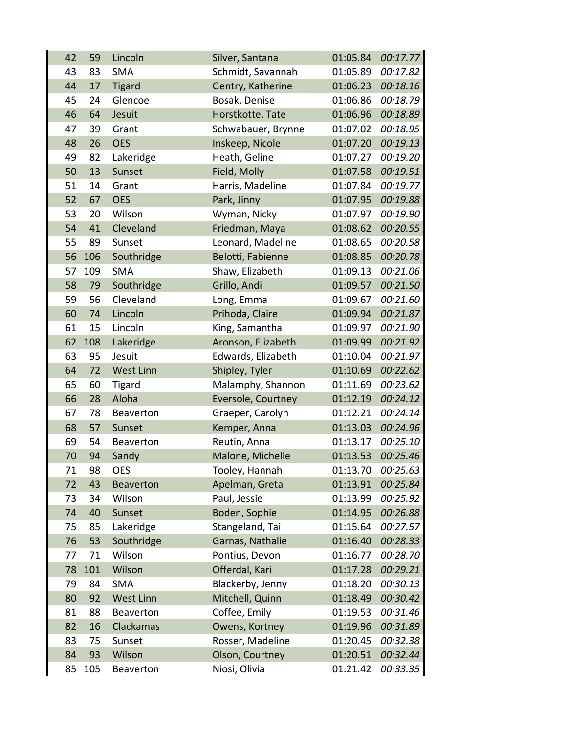| | | | | | |
|---|---|---|---|---|---|
| 42 | 59 | Lincoln | Silver, Santana | 01:05.84 | *00:17.77* |
| 43 | 83 | SMA | Schmidt, Savannah | 01:05.89 | *00:17.82* |
| 44 | 17 | Tigard | Gentry, Katherine | 01:06.23 | *00:18.16* |
| 45 | 24 | Glencoe | Bosak, Denise | 01:06.86 | *00:18.79* |
| 46 | 64 | Jesuit | Horstkotte, Tate | 01:06.96 | *00:18.89* |
| 47 | 39 | Grant | Schwabauer, Brynne | 01:07.02 | *00:18.95* |
| 48 | 26 | OES | Inskeep, Nicole | 01:07.20 | *00:19.13* |
| 49 | 82 | Lakeridge | Heath, Geline | 01:07.27 | *00:19.20* |
| 50 | 13 | Sunset | Field, Molly | 01:07.58 | *00:19.51* |
| 51 | 14 | Grant | Harris, Madeline | 01:07.84 | *00:19.77* |
| 52 | 67 | OES | Park, Jinny | 01:07.95 | *00:19.88* |
| 53 | 20 | Wilson | Wyman, Nicky | 01:07.97 | *00:19.90* |
| 54 | 41 | Cleveland | Friedman, Maya | 01:08.62 | *00:20.55* |
| 55 | 89 | Sunset | Leonard, Madeline | 01:08.65 | *00:20.58* |
| 56 | 106 | Southridge | Belotti, Fabienne | 01:08.85 | *00:20.78* |
| 57 | 109 | SMA | Shaw, Elizabeth | 01:09.13 | *00:21.06* |
| 58 | 79 | Southridge | Grillo, Andi | 01:09.57 | *00:21.50* |
| 59 | 56 | Cleveland | Long, Emma | 01:09.67 | *00:21.60* |
| 60 | 74 | Lincoln | Prihoda, Claire | 01:09.94 | *00:21.87* |
| 61 | 15 | Lincoln | King, Samantha | 01:09.97 | *00:21.90* |
| 62 | 108 | Lakeridge | Aronson, Elizabeth | 01:09.99 | *00:21.92* |
| 63 | 95 | Jesuit | Edwards, Elizabeth | 01:10.04 | *00:21.97* |
| 64 | 72 | West Linn | Shipley, Tyler | 01:10.69 | *00:22.62* |
| 65 | 60 | Tigard | Malamphy, Shannon | 01:11.69 | *00:23.62* |
| 66 | 28 | Aloha | Eversole, Courtney | 01:12.19 | *00:24.12* |
| 67 | 78 | Beaverton | Graeper, Carolyn | 01:12.21 | *00:24.14* |
| 68 | 57 | Sunset | Kemper, Anna | 01:13.03 | *00:24.96* |
| 69 | 54 | Beaverton | Reutin, Anna | 01:13.17 | *00:25.10* |
| 70 | 94 | Sandy | Malone, Michelle | 01:13.53 | *00:25.46* |
| 71 | 98 | OES | Tooley, Hannah | 01:13.70 | *00:25.63* |
| 72 | 43 | Beaverton | Apelman, Greta | 01:13.91 | *00:25.84* |
| 73 | 34 | Wilson | Paul, Jessie | 01:13.99 | *00:25.92* |
| 74 | 40 | Sunset | Boden, Sophie | 01:14.95 | *00:26.88* |
| 75 | 85 | Lakeridge | Stangeland, Tai | 01:15.64 | *00:27.57* |
| 76 | 53 | Southridge | Garnas, Nathalie | 01:16.40 | *00:28.33* |
| 77 | 71 | Wilson | Pontius, Devon | 01:16.77 | *00:28.70* |
| 78 | 101 | Wilson | Offerdal, Kari | 01:17.28 | *00:29.21* |
| 79 | 84 | SMA | Blackerby, Jenny | 01:18.20 | *00:30.13* |
| 80 | 92 | West Linn | Mitchell, Quinn | 01:18.49 | *00:30.42* |
| 81 | 88 | Beaverton | Coffee, Emily | 01:19.53 | *00:31.46* |
| 82 | 16 | Clackamas | Owens, Kortney | 01:19.96 | *00:31.89* |
| 83 | 75 | Sunset | Rosser, Madeline | 01:20.45 | *00:32.38* |
| 84 | 93 | Wilson | Olson, Courtney | 01:20.51 | *00:32.44* |
| 85 | 105 | Beaverton | Niosi, Olivia | 01:21.42 | *00:33.35* |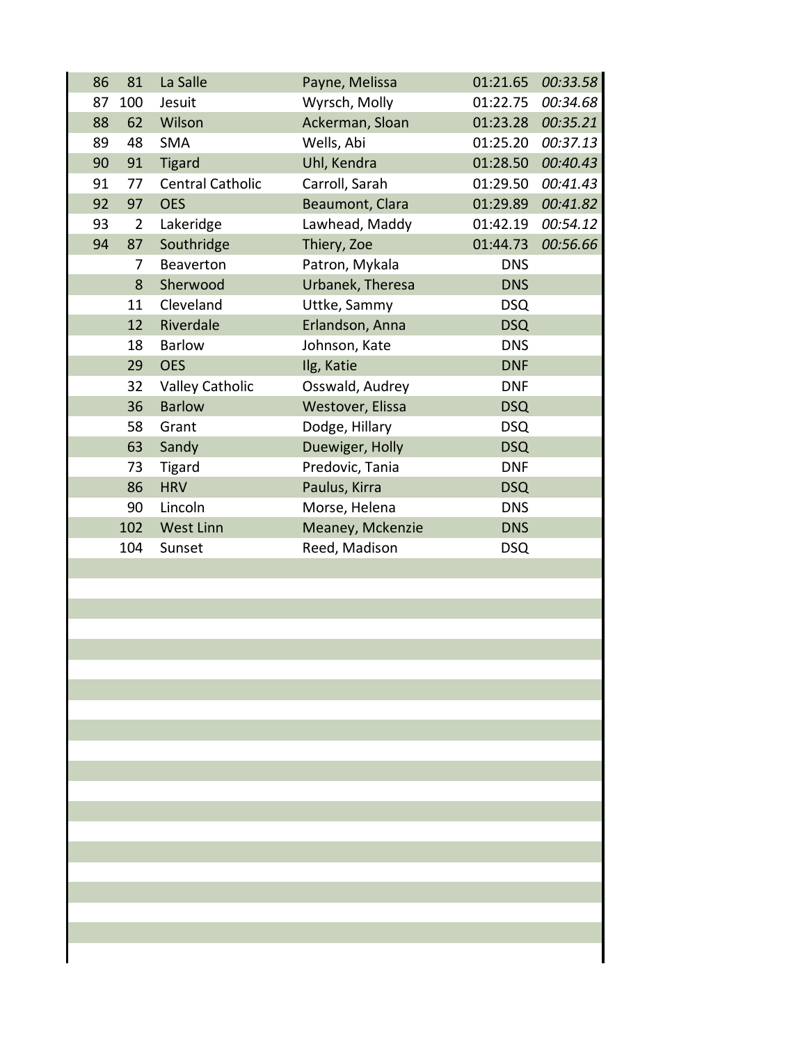| | | | | | |
|---|---|---|---|---|---|
| 86 | 81 | La Salle | Payne, Melissa | 01:21.65 | *00:33.58* |
| 87 | 100 | Jesuit | Wyrsch, Molly | 01:22.75 | *00:34.68* |
| 88 | 62 | Wilson | Ackerman, Sloan | 01:23.28 | *00:35.21* |
| 89 | 48 | SMA | Wells, Abi | 01:25.20 | *00:37.13* |
| 90 | 91 | Tigard | Uhl, Kendra | 01:28.50 | *00:40.43* |
| 91 | 77 | Central Catholic | Carroll, Sarah | 01:29.50 | *00:41.43* |
| 92 | 97 | OES | Beaumont, Clara | 01:29.89 | *00:41.82* |
| 93 | 2 | Lakeridge | Lawhead, Maddy | 01:42.19 | *00:54.12* |
| 94 | 87 | Southridge | Thiery, Zoe | 01:44.73 | *00:56.66* |
| | 7 | Beaverton | Patron, Mykala | DNS | |
| | 8 | Sherwood | Urbanek, Theresa | DNS | |
| | 11 | Cleveland | Uttke, Sammy | DSQ | |
| | 12 | Riverdale | Erlandson, Anna | DSQ | |
| | 18 | Barlow | Johnson, Kate | DNS | |
| | 29 | OES | Ilg, Katie | DNF | |
| | 32 | Valley Catholic | Osswald, Audrey | DNF | |
| | 36 | Barlow | Westover, Elissa | DSQ | |
| | 58 | Grant | Dodge, Hillary | DSQ | |
| | 63 | Sandy | Duewiger, Holly | DSQ | |
| | 73 | Tigard | Predovic, Tania | DNF | |
| | 86 | HRV | Paulus, Kirra | DSQ | |
| | 90 | Lincoln | Morse, Helena | DNS | |
| | 102 | West Linn | Meaney, Mckenzie | DNS | |
| | 104 | Sunset | Reed, Madison | DSQ | |